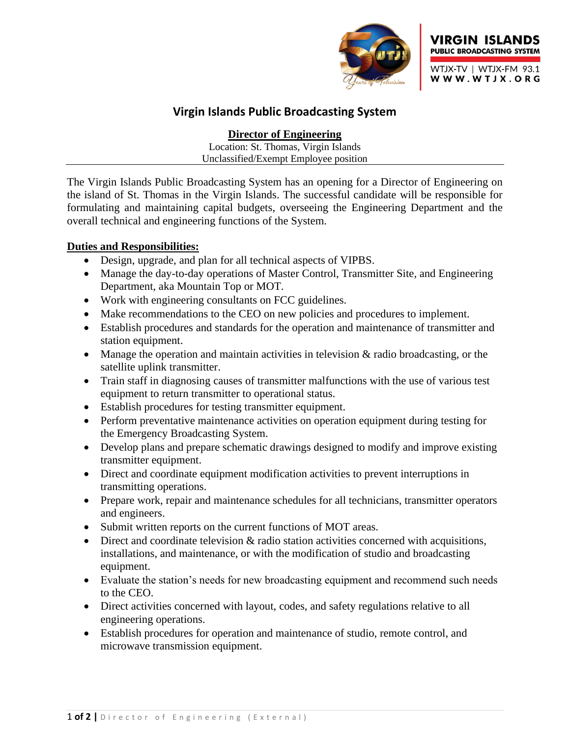VIRGIN ISLANDS
PUBLIC BROADCASTING SYSTEM
WTJX-TV | WTJX-FM 93.1
WWW.WTJX.ORG

# Virgin Islands Public Broadcasting System

## Director of Engineering

Location: St. Thomas, Virgin Islands
Unclassified/Exempt Employee position

---

The Virgin Islands Public Broadcasting System has an opening for a Director of Engineering on the island of St. Thomas in the Virgin Islands. The successful candidate will be responsible for formulating and maintaining capital budgets, overseeing the Engineering Department and the overall technical and engineering functions of the System.

### Duties and Responsibilities:

- Design, upgrade, and plan for all technical aspects of VIPBS.
- Manage the day-to-day operations of Master Control, Transmitter Site, and Engineering Department, aka Mountain Top or MOT.
- Work with engineering consultants on FCC guidelines.
- Make recommendations to the CEO on new policies and procedures to implement.
- Establish procedures and standards for the operation and maintenance of transmitter and station equipment.
- Manage the operation and maintain activities in television & radio broadcasting, or the satellite uplink transmitter.
- Train staff in diagnosing causes of transmitter malfunctions with the use of various test equipment to return transmitter to operational status.
- Establish procedures for testing transmitter equipment.
- Perform preventative maintenance activities on operation equipment during testing for the Emergency Broadcasting System.
- Develop plans and prepare schematic drawings designed to modify and improve existing transmitter equipment.
- Direct and coordinate equipment modification activities to prevent interruptions in transmitting operations.
- Prepare work, repair and maintenance schedules for all technicians, transmitter operators and engineers.
- Submit written reports on the current functions of MOT areas.
- Direct and coordinate television & radio station activities concerned with acquisitions, installations, and maintenance, or with the modification of studio and broadcasting equipment.
- Evaluate the station's needs for new broadcasting equipment and recommend such needs to the CEO.
- Direct activities concerned with layout, codes, and safety regulations relative to all engineering operations.
- Establish procedures for operation and maintenance of studio, remote control, and microwave transmission equipment.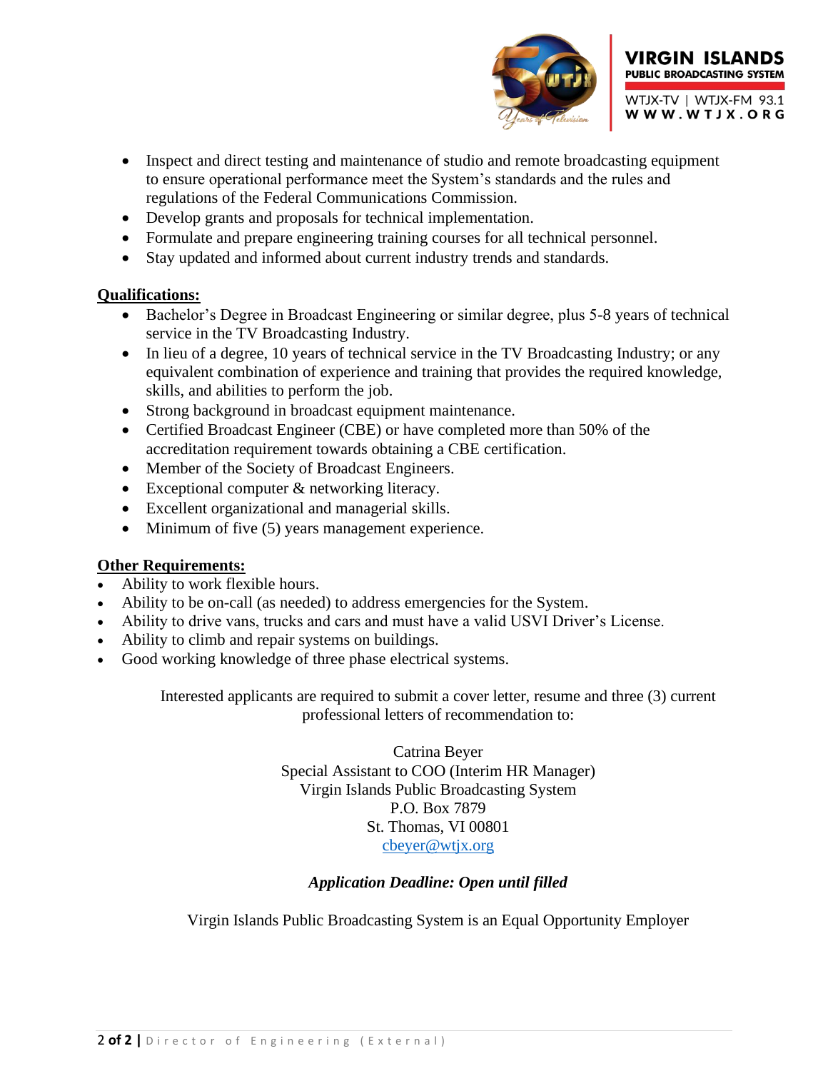- Inspect and direct testing and maintenance of studio and remote broadcasting equipment to ensure operational performance meet the System's standards and the rules and regulations of the Federal Communications Commission.
- Develop grants and proposals for technical implementation.
- Formulate and prepare engineering training courses for all technical personnel.
- Stay updated and informed about current industry trends and standards.

**Qualifications:**

- Bachelor's Degree in Broadcast Engineering or similar degree, plus 5-8 years of technical service in the TV Broadcasting Industry.
- In lieu of a degree, 10 years of technical service in the TV Broadcasting Industry; or any equivalent combination of experience and training that provides the required knowledge, skills, and abilities to perform the job.
- Strong background in broadcast equipment maintenance.
- Certified Broadcast Engineer (CBE) or have completed more than 50% of the accreditation requirement towards obtaining a CBE certification.
- Member of the Society of Broadcast Engineers.
- Exceptional computer & networking literacy.
- Excellent organizational and managerial skills.
- Minimum of five (5) years management experience.

**Other Requirements:**

- Ability to work flexible hours.
- Ability to be on-call (as needed) to address emergencies for the System.
- Ability to drive vans, trucks and cars and must have a valid USVI Driver's License.
- Ability to climb and repair systems on buildings.
- Good working knowledge of three phase electrical systems.

Interested applicants are required to submit a cover letter, resume and three (3) current professional letters of recommendation to:

Catrina Beyer
Special Assistant to COO (Interim HR Manager)
Virgin Islands Public Broadcasting System
P.O. Box 7879
St. Thomas, VI 00801
cbeyer@wtjx.org

***Application Deadline: Open until filled***

Virgin Islands Public Broadcasting System is an Equal Opportunity Employer